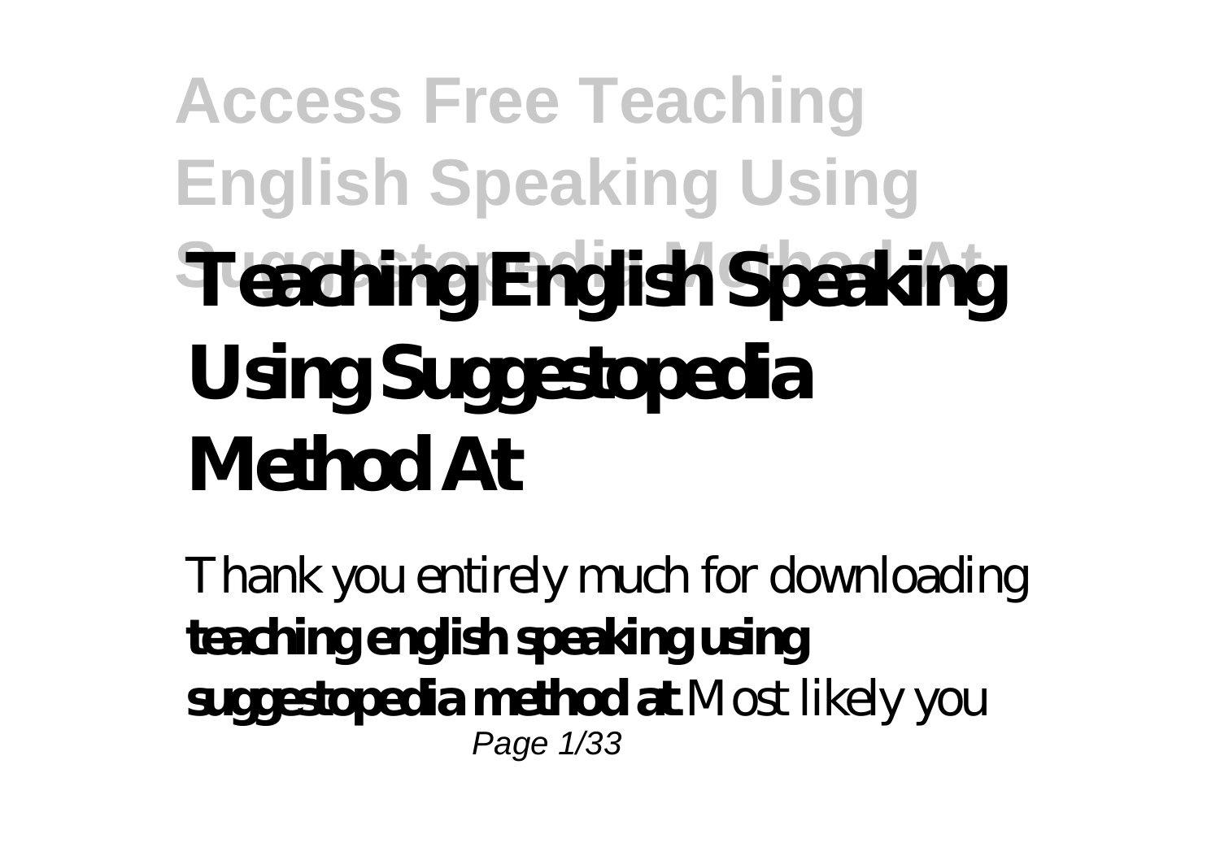# Teaching English Speaking Using Suggestopedia Method At

Thank you entirely much for downloading **teaching english speaking using suggestopedia method at**.Most likely you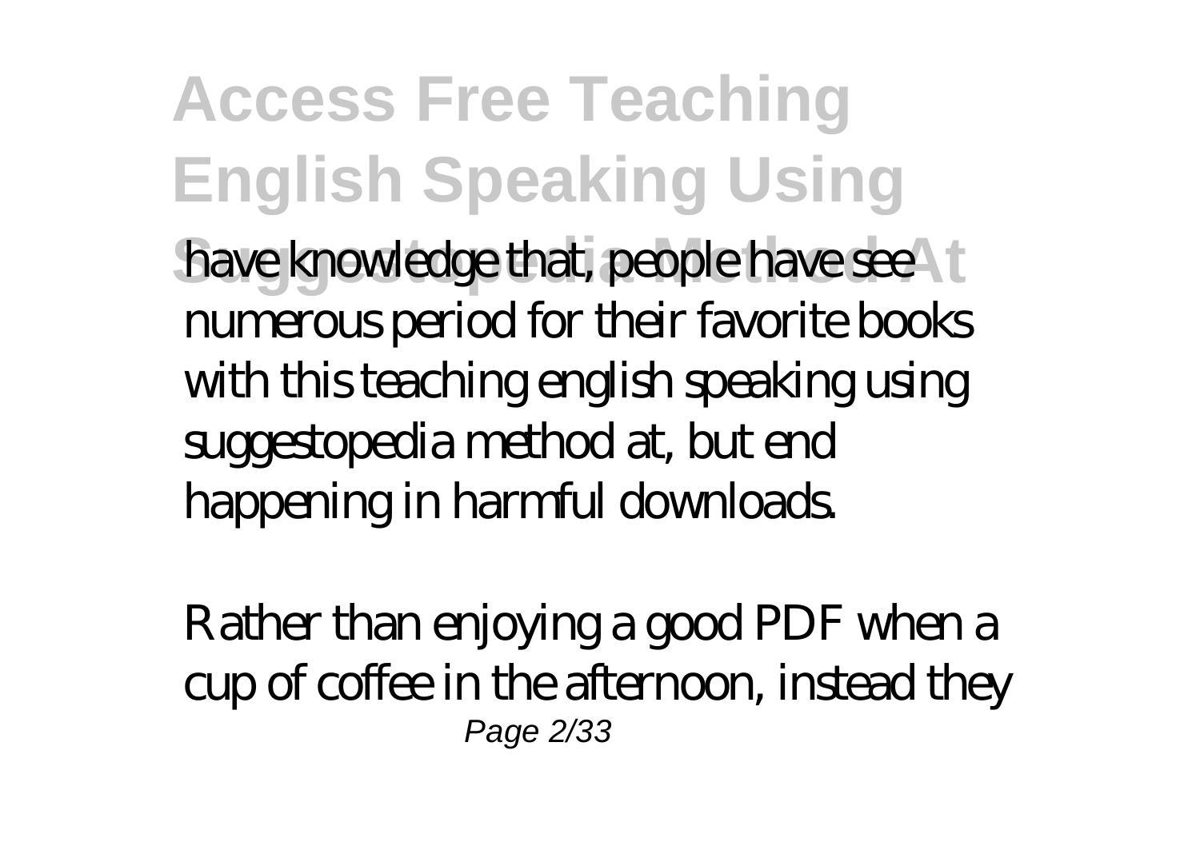have knowledge that, people have see numerous period for their favorite books with this teaching english speaking using suggestopedia method at, but end happening in harmful downloads.

Rather than enjoying a good PDF when a cup of coffee in the afternoon, instead they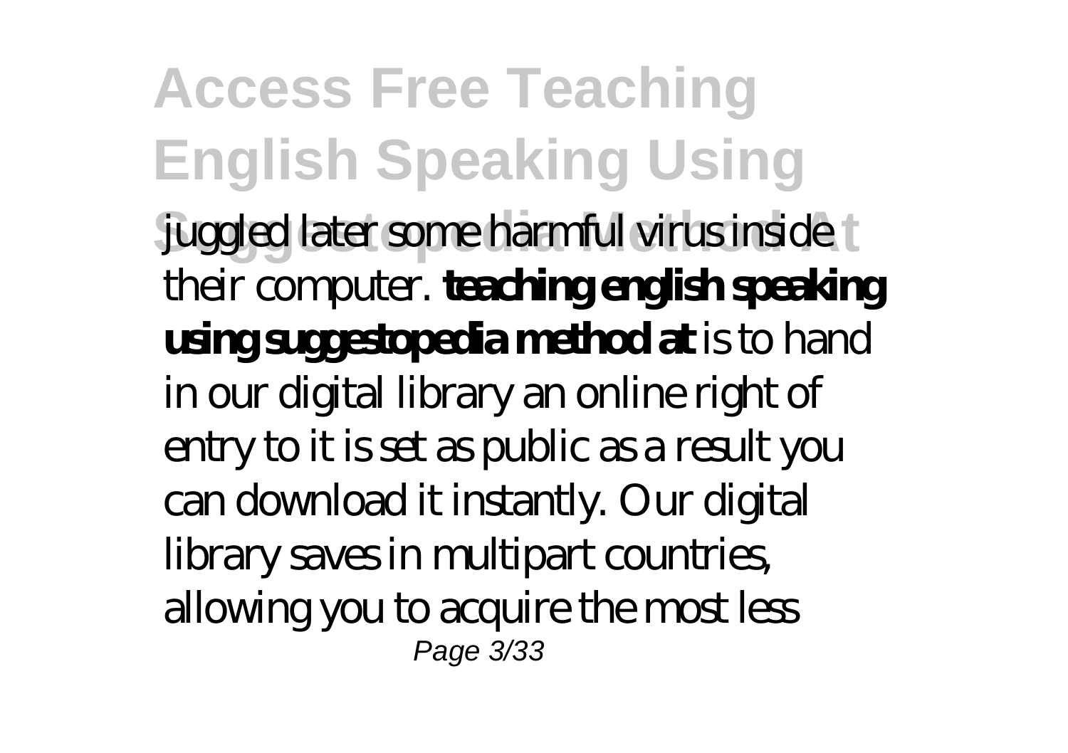juggled later some harmful virus inside their computer. **teaching english speaking using suggestopedia method at** is to hand in our digital library an online right of entry to it is set as public as a result you can download it instantly. Our digital library saves in multipart countries, allowing you to acquire the most less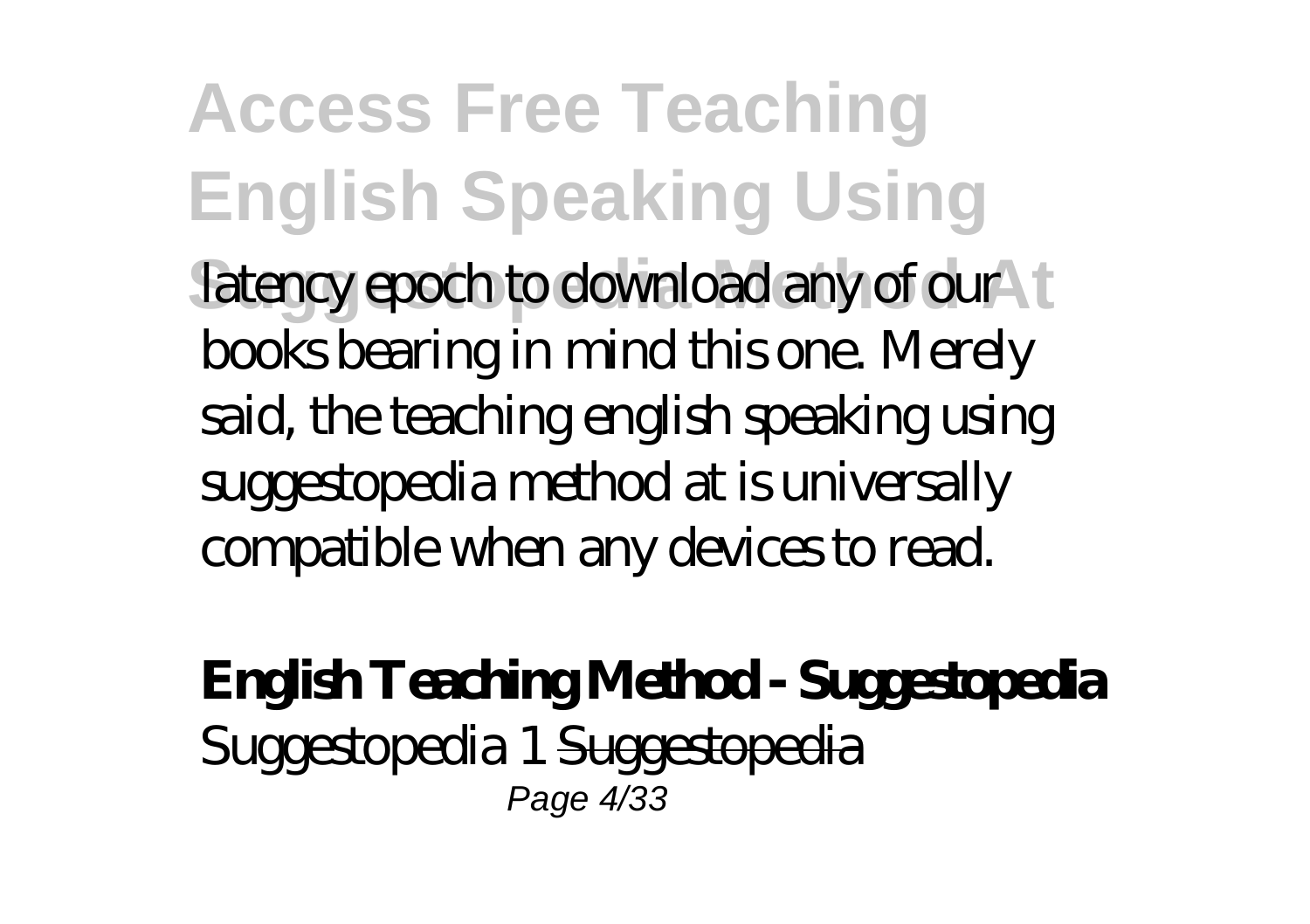latency epoch to download any of our books bearing in mind this one. Merely said, the teaching english speaking using suggestopedia method at is universally compatible when any devices to read.

**English Teaching Method - Suggestopedia**

Suggestopedia 1 ~~Suggestopedia~~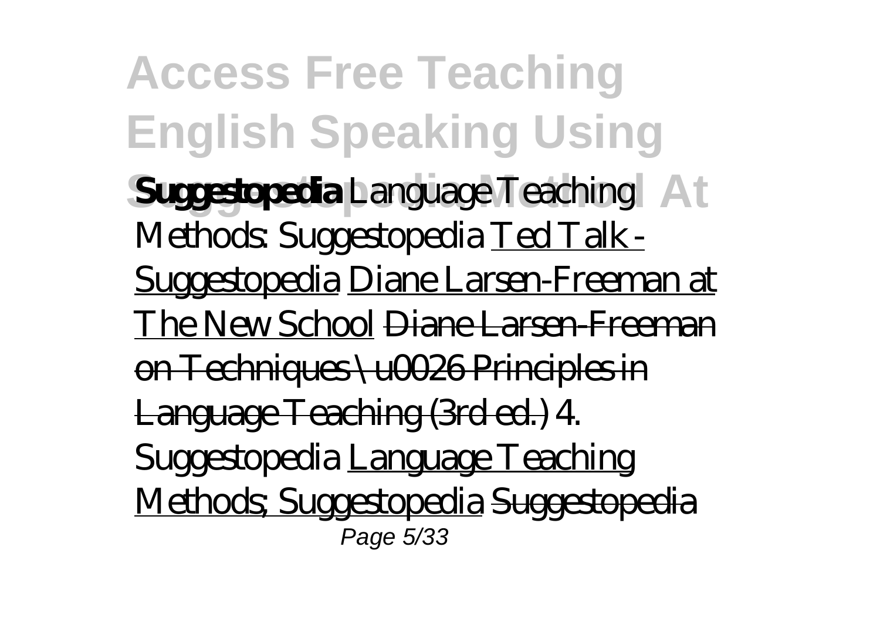**Suggestopedia** *Language Teaching Methods: Suggestopedia* Ted Talk - Suggestopedia Diane Larsen-Freeman at The New School ~~Diane Larsen-Freeman on Techniques \u0026 Principles in Language Teaching (3rd ed.)~~ *4. Suggestopedia* Language Teaching Methods; Suggestopedia ~~Suggestopedia~~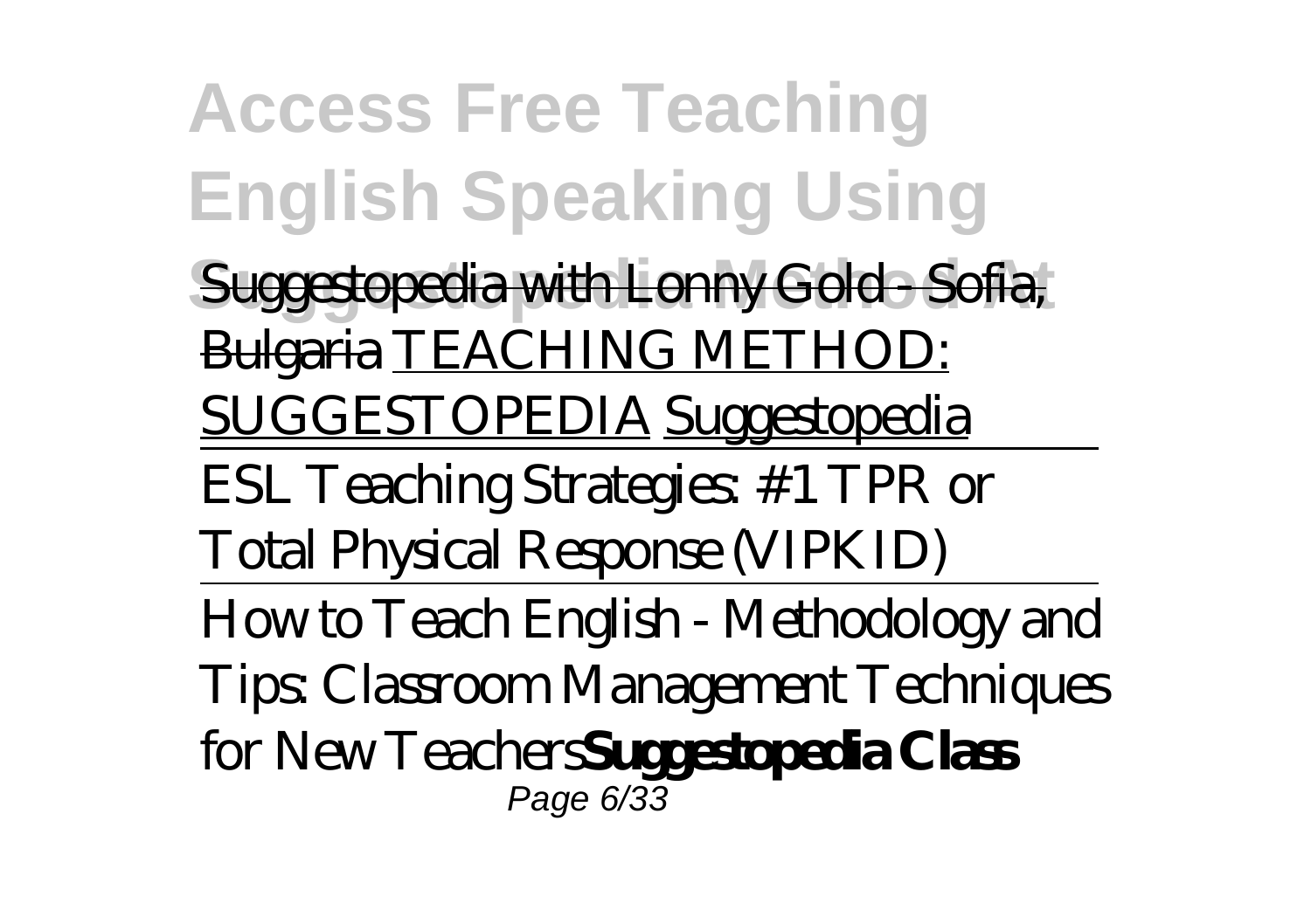Suggestopedia with Lonny Gold - Sofia, Bulgaria TEACHING METHOD: SUGGESTOPEDIA Suggestopedia

ESL Teaching Strategies: #1 TPR or Total Physical Response (VIPKID)

How to Teach English - Methodology and Tips: Classroom Management Techniques for New Teachers**Suggestopedia Class**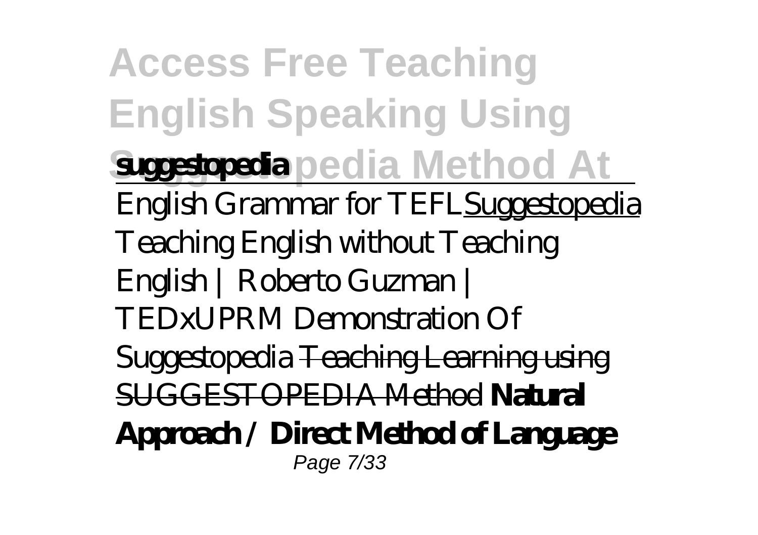**suggestopedia**

English Grammar for TEFL Suggestopedia *Teaching English without Teaching English | Roberto Guzman | TEDxUPRM* Demonstration Of Suggestopedia ~~Teaching Learning using SUGGESTOPEDIA Method~~ **Natural Approach / Direct Method of Language**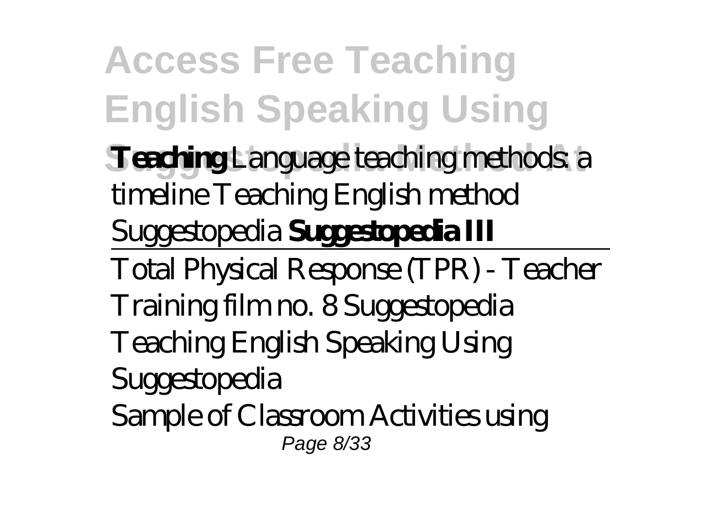**Teaching** *Language teaching methods: a timeline* Teaching English method Suggestopedia **Suggestopedia III**

---

Total Physical Response (TPR) - Teacher Training film no. 8 Suggestopedia

*Teaching English Speaking Using Suggestopedia*

Sample of Classroom Activities using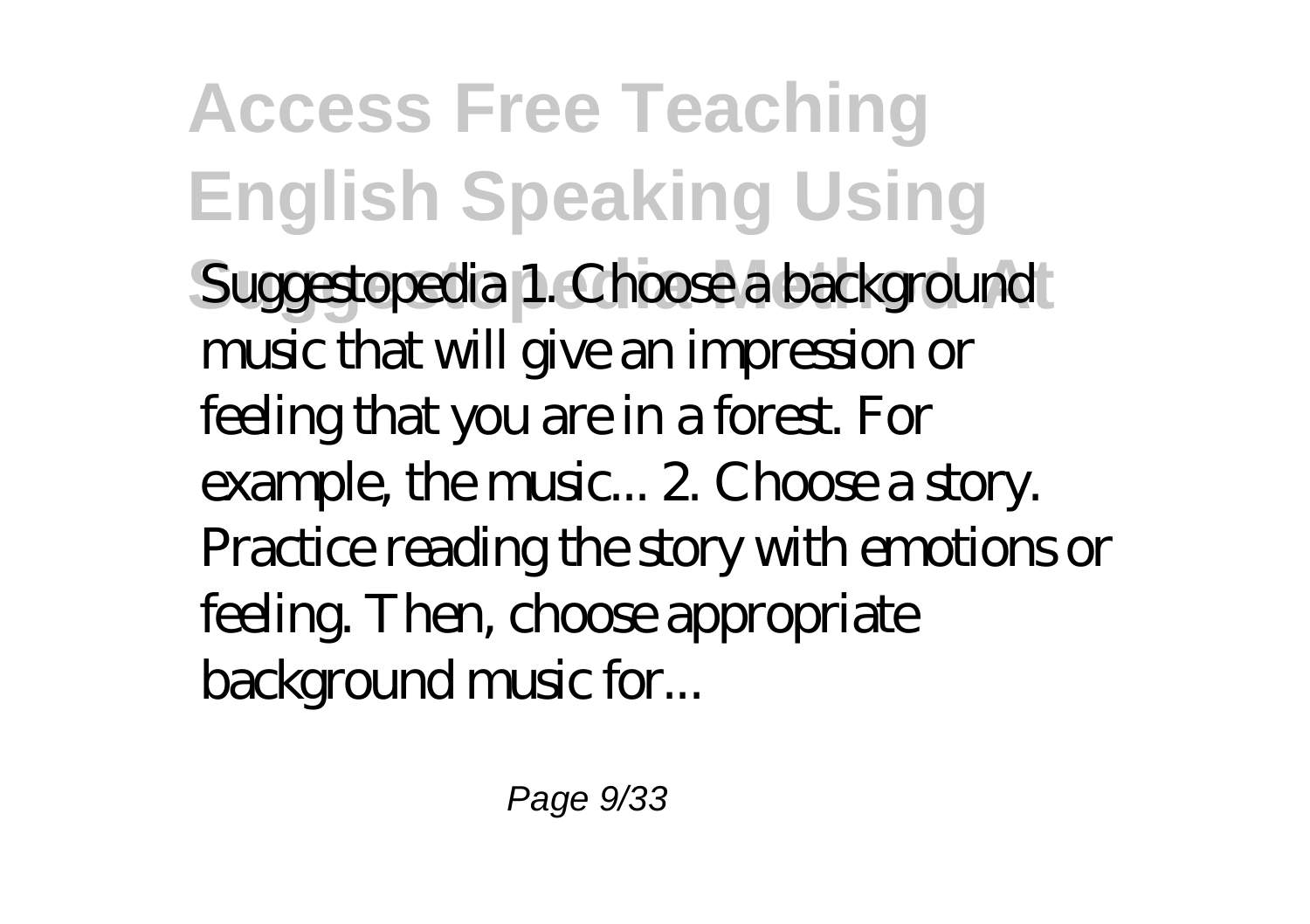Suggestopedia 1. Choose a background music that will give an impression or feeling that you are in a forest. For example, the music... 2. Choose a story. Practice reading the story with emotions or feeling. Then, choose appropriate background music for...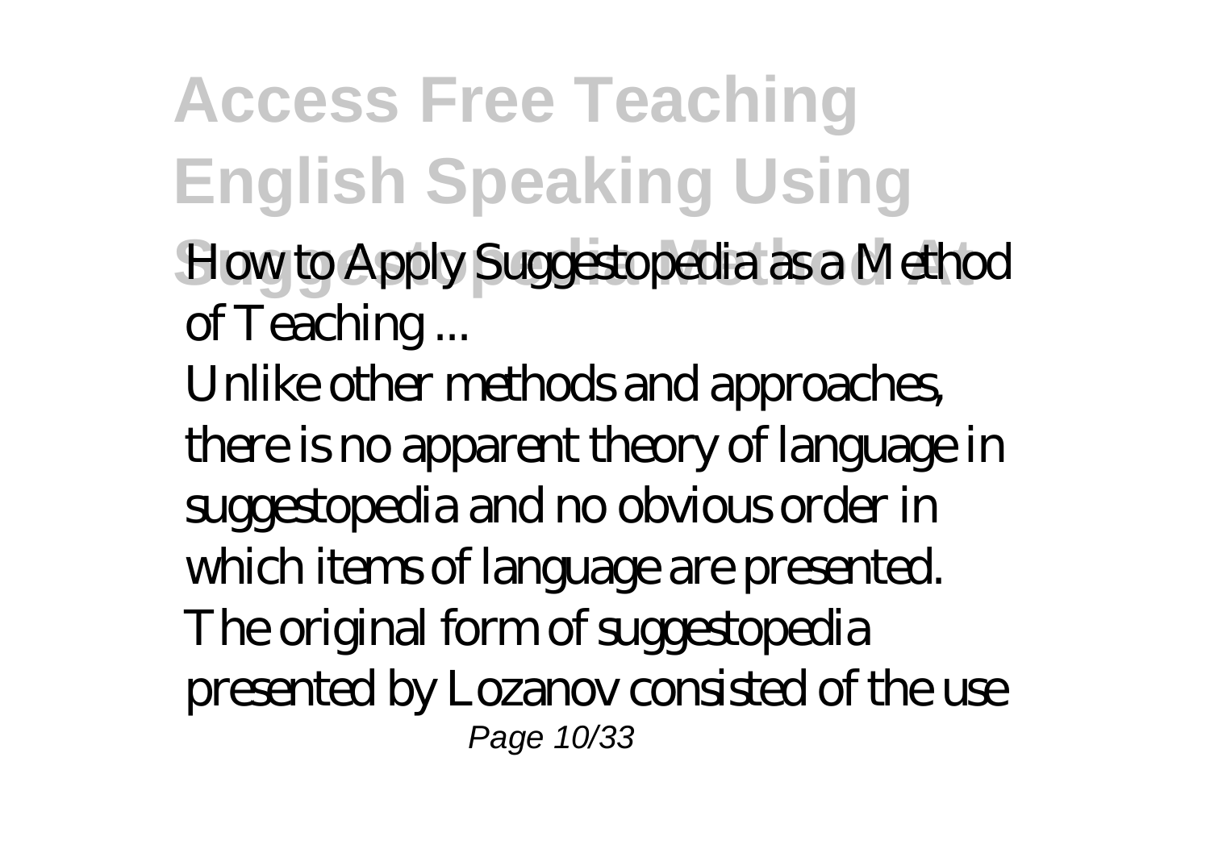How to Apply Suggestopedia as a Method of Teaching ...

Unlike other methods and approaches, there is no apparent theory of language in suggestopedia and no obvious order in which items of language are presented. The original form of suggestopedia presented by Lozanov consisted of the use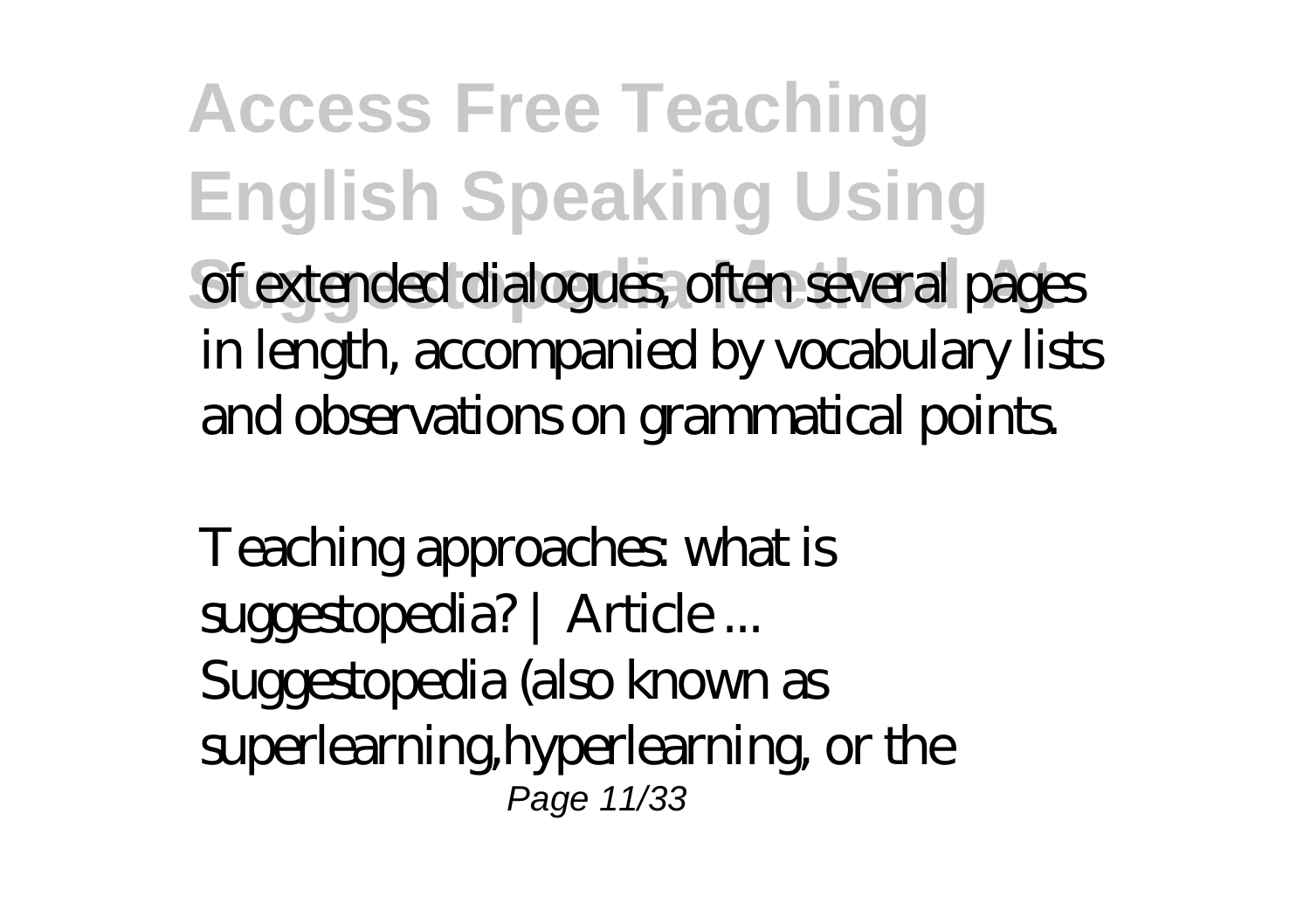of extended dialogues, often several pages in length, accompanied by vocabulary lists and observations on grammatical points.

*Teaching approaches: what is suggestopedia? | Article ...*

Suggestopedia (also known as superlearning,hyperlearning, or the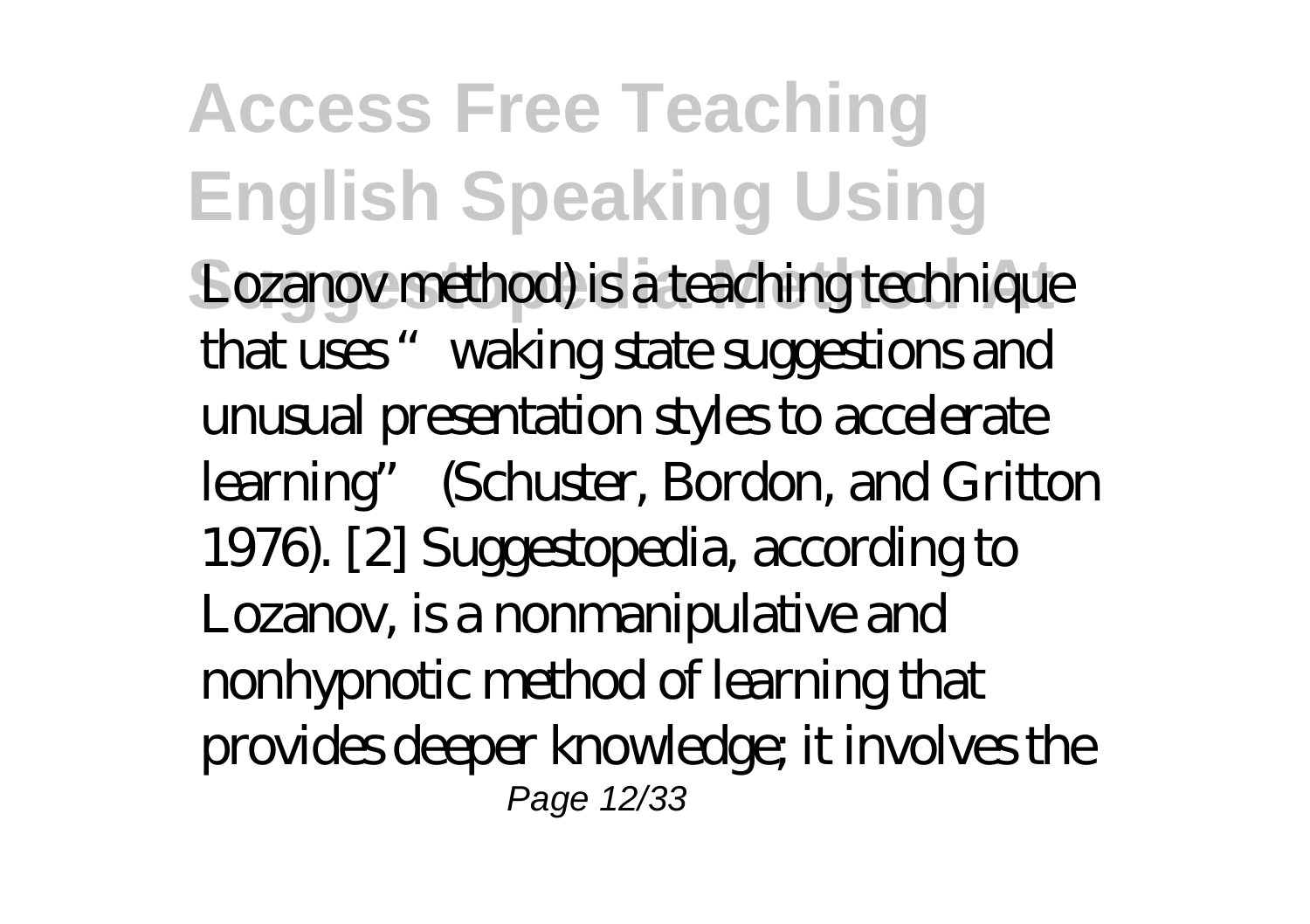Lozanov method) is a teaching technique that uses "waking state suggestions and unusual presentation styles to accelerate learning" (Schuster, Bordon, and Gritton 1976). [2] Suggestopedia, according to Lozanov, is a nonmanipulative and nonhypnotic method of learning that provides deeper knowledge; it involves the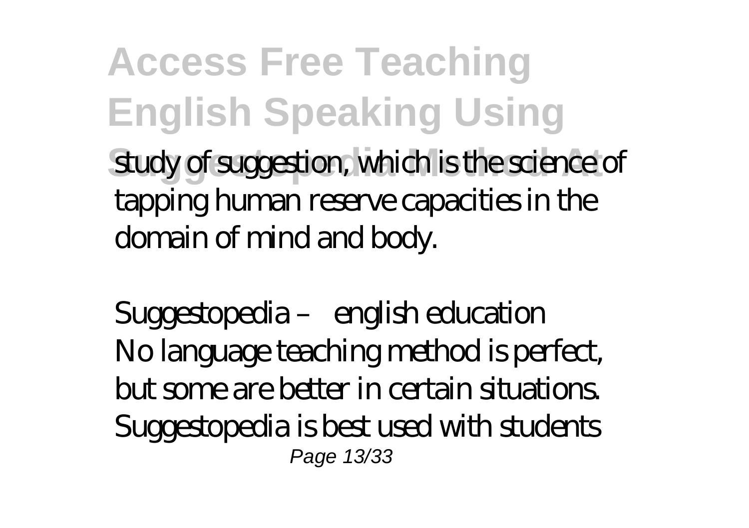study of suggestion, which is the science of tapping human reserve capacities in the domain of mind and body.

*Suggestopedia – english education*

No language teaching method is perfect, but some are better in certain situations. Suggestopedia is best used with students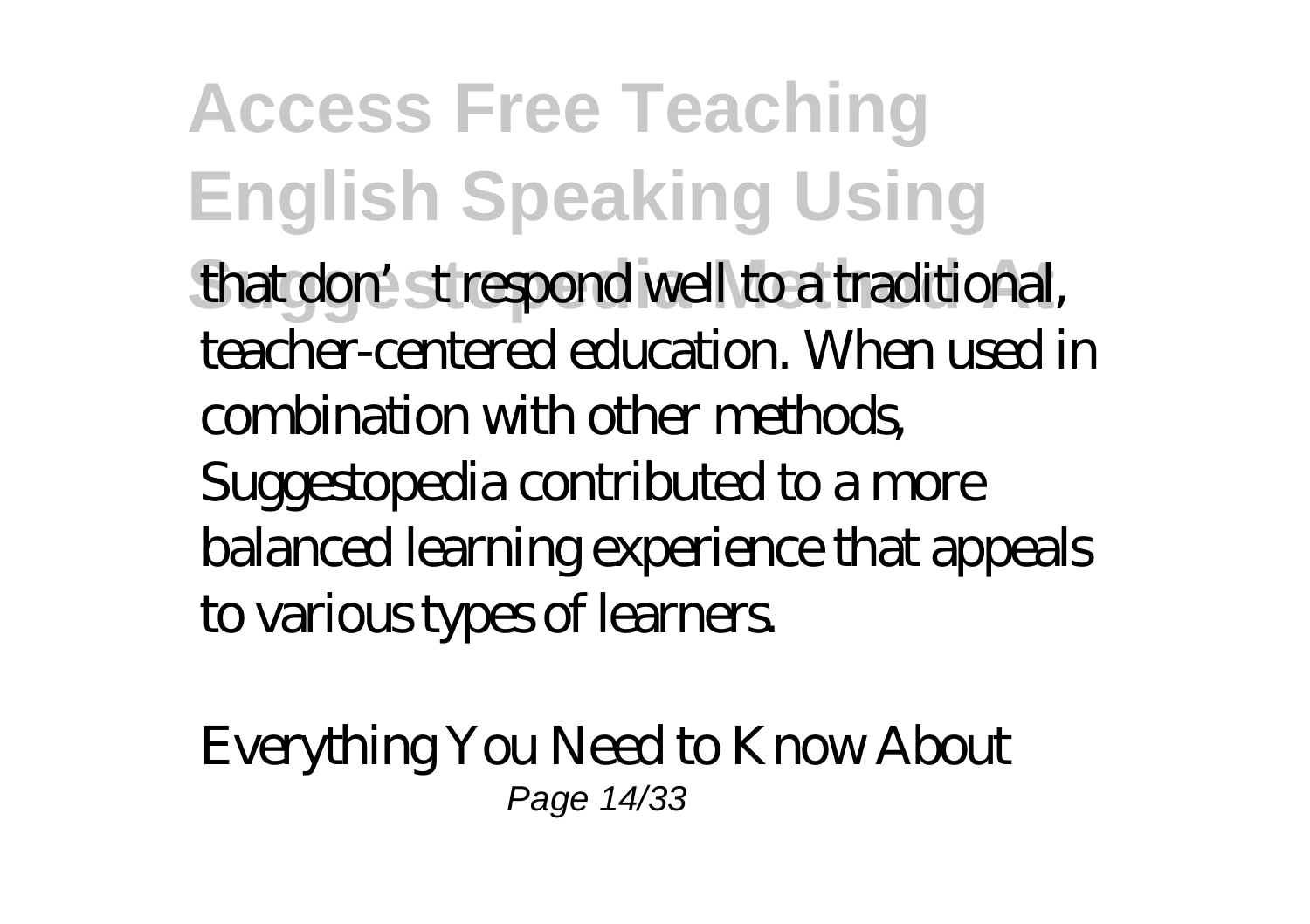that don't respond well to a traditional, teacher-centered education. When used in combination with other methods, Suggestopedia contributed to a more balanced learning experience that appeals to various types of learners.

*Everything You Need to Know About*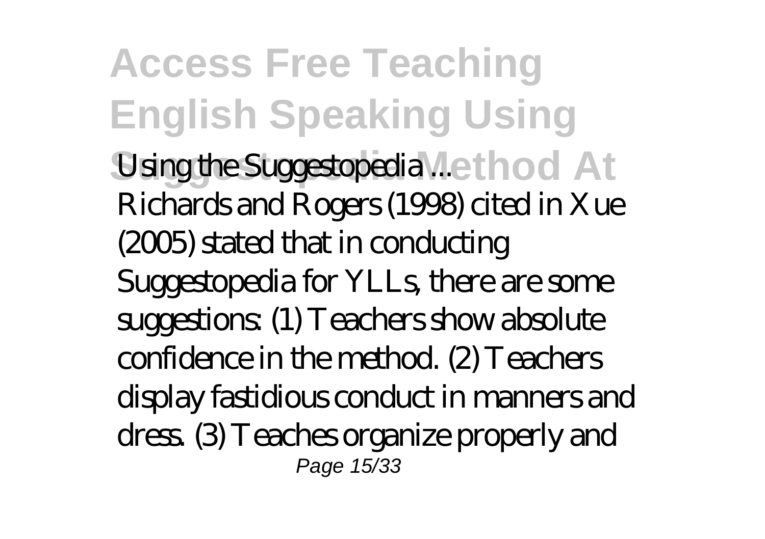*Using the Suggestopedia ...*

Richards and Rogers (1998) cited in Xue (2005) stated that in conducting Suggestopedia for YLLs, there are some suggestions: (1) Teachers show absolute confidence in the method. (2) Teachers display fastidious conduct in manners and dress. (3) Teaches organize properly and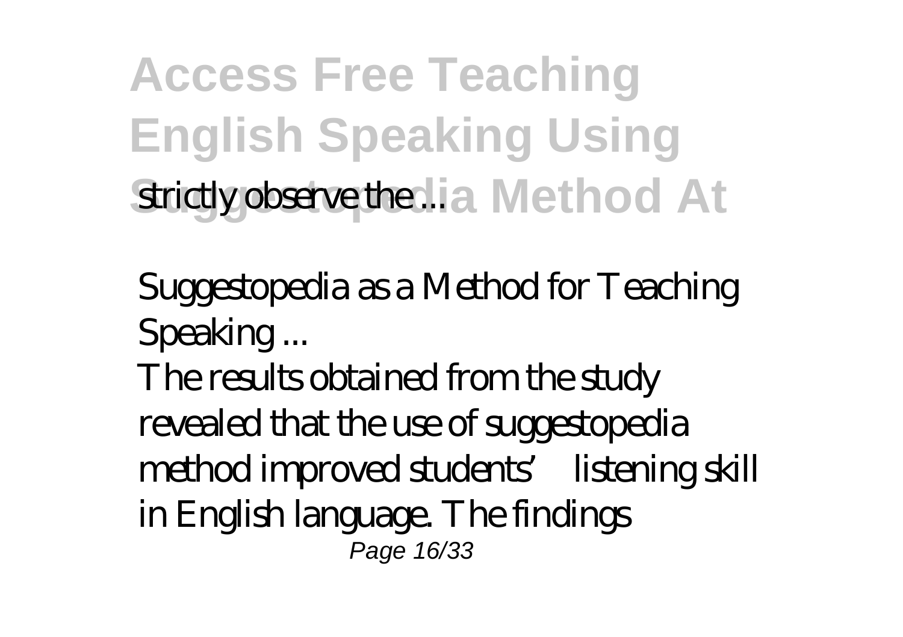strictly observe the ...

Suggestopedia as a Method for Teaching Speaking ...

The results obtained from the study revealed that the use of suggestopedia method improved students' listening skill in English language. The findings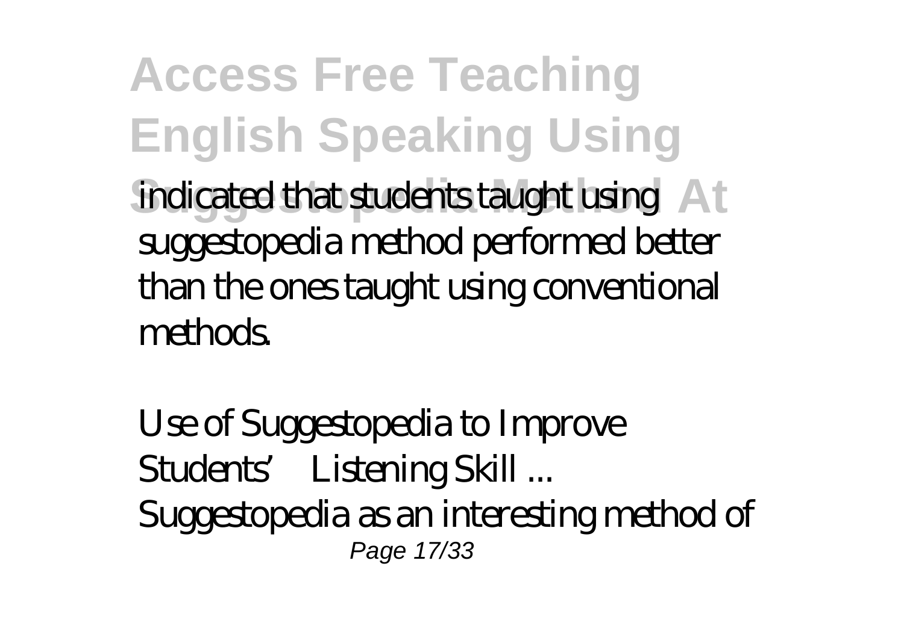indicated that students taught using suggestopedia method performed better than the ones taught using conventional methods.

*Use of Suggestopedia to Improve Students' Listening Skill ...*

Suggestopedia as an interesting method of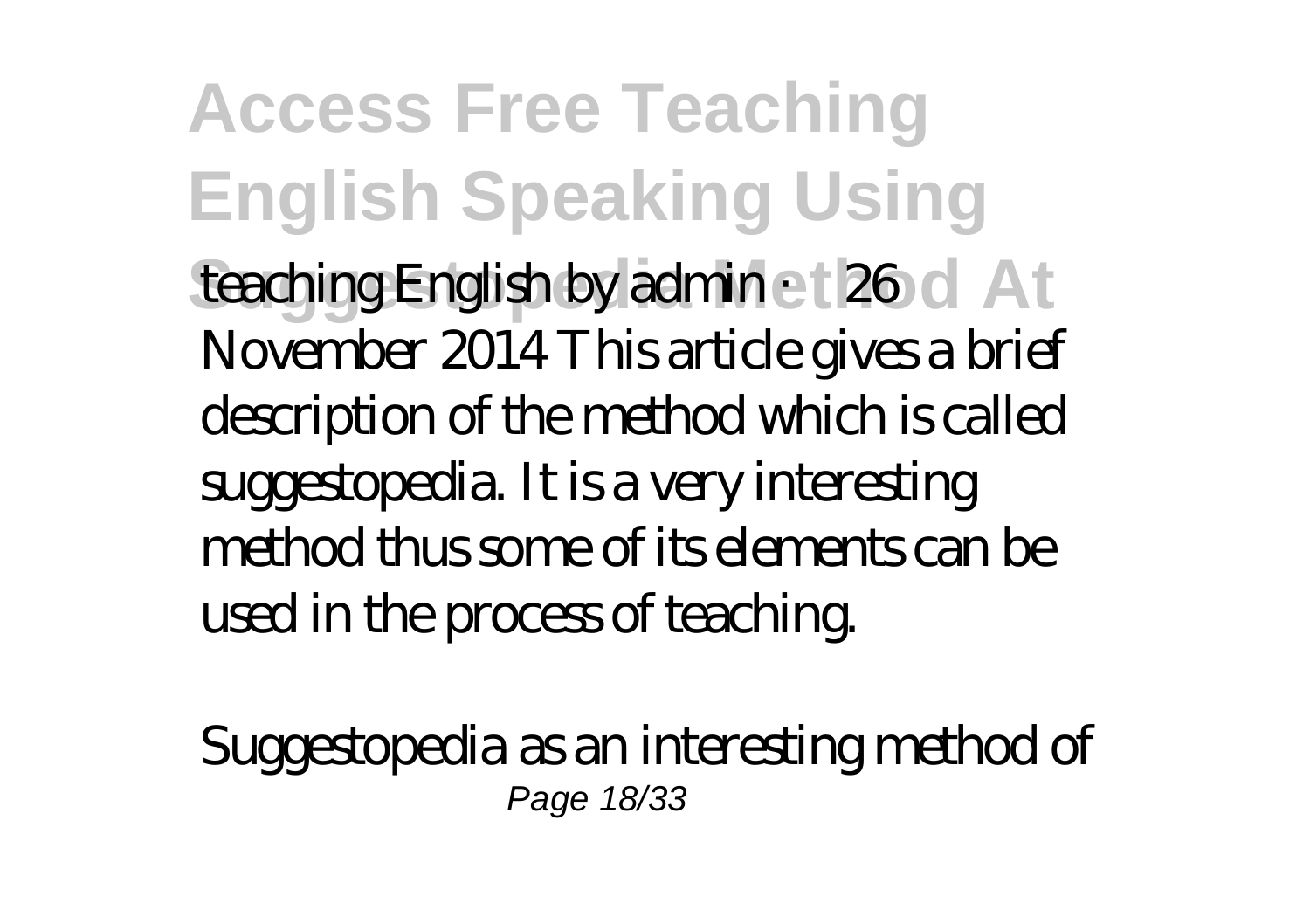teaching English by admin · 26 November 2014 This article gives a brief description of the method which is called suggestopedia. It is a very interesting method thus some of its elements can be used in the process of teaching.

*Suggestopedia as an interesting method of*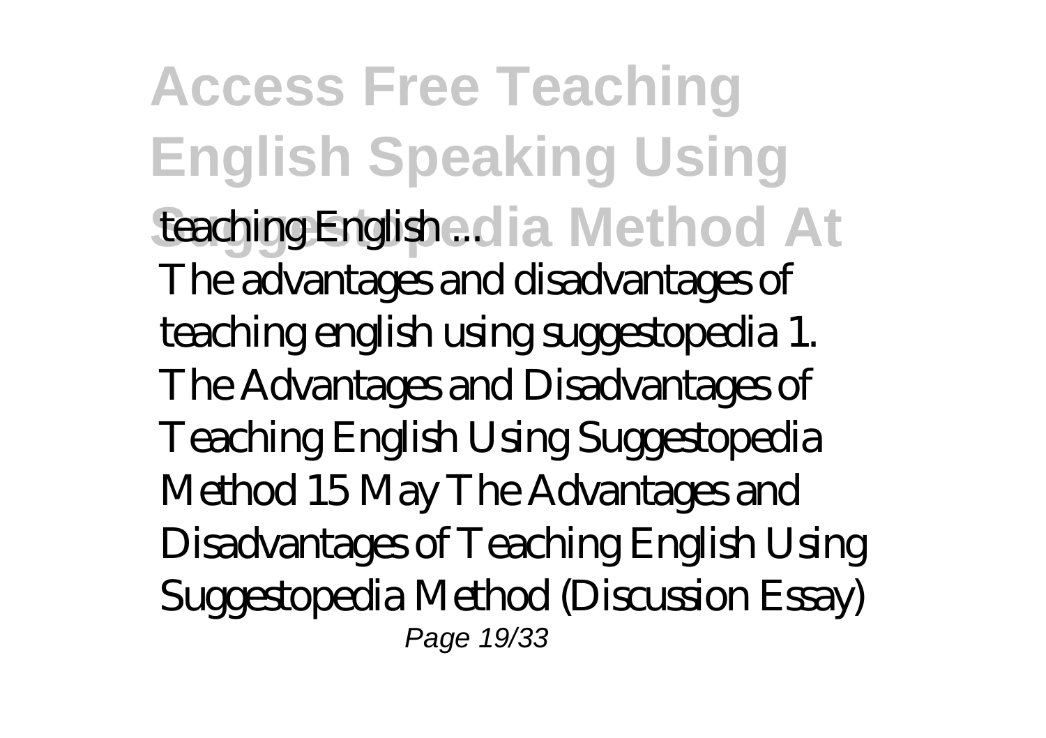*teaching English ...*

The advantages and disadvantages of teaching english using suggestopedia 1. The Advantages and Disadvantages of Teaching English Using Suggestopedia Method 15 May The Advantages and Disadvantages of Teaching English Using Suggestopedia Method (Discussion Essay)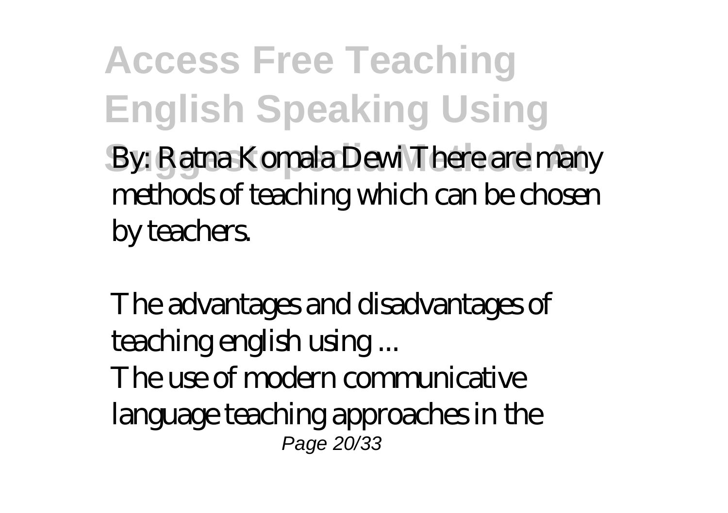By: Ratna Komala Dewi There are many methods of teaching which can be chosen by teachers.

*The advantages and disadvantages of teaching english using ...*

The use of modern communicative language teaching approaches in the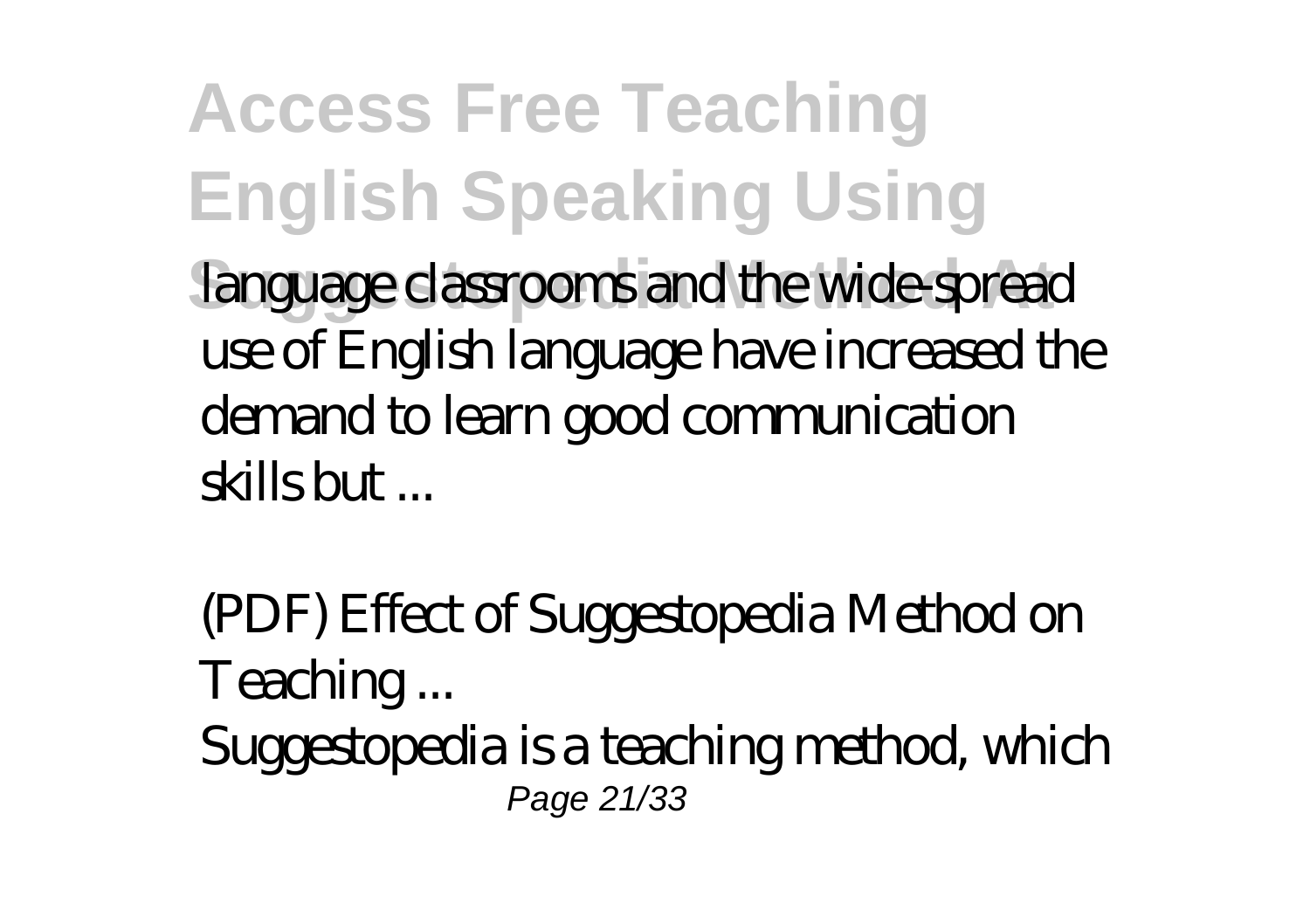language classrooms and the wide-spread use of English language have increased the demand to learn good communication skills but ...

*(PDF) Effect of Suggestopedia Method on Teaching ...*

Suggestopedia is a teaching method, which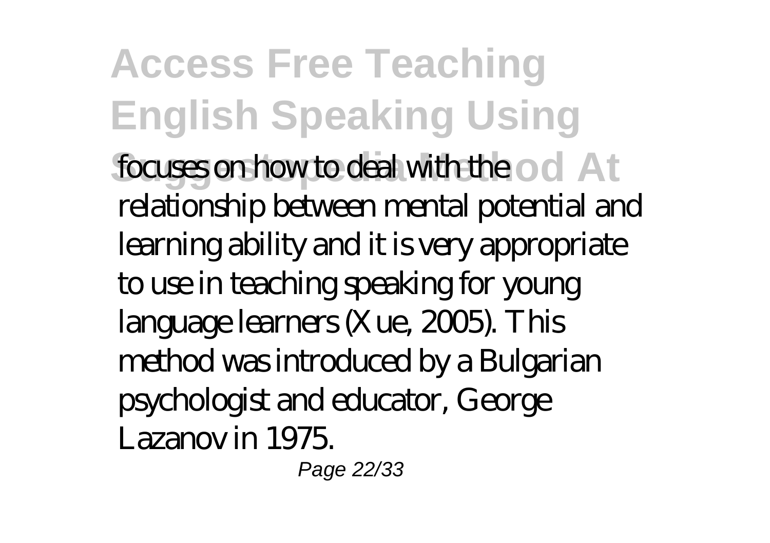focuses on how to deal with the relationship between mental potential and learning ability and it is very appropriate to use in teaching speaking for young language learners (Xue, 2005). This method was introduced by a Bulgarian psychologist and educator, George Lazanov in 1975.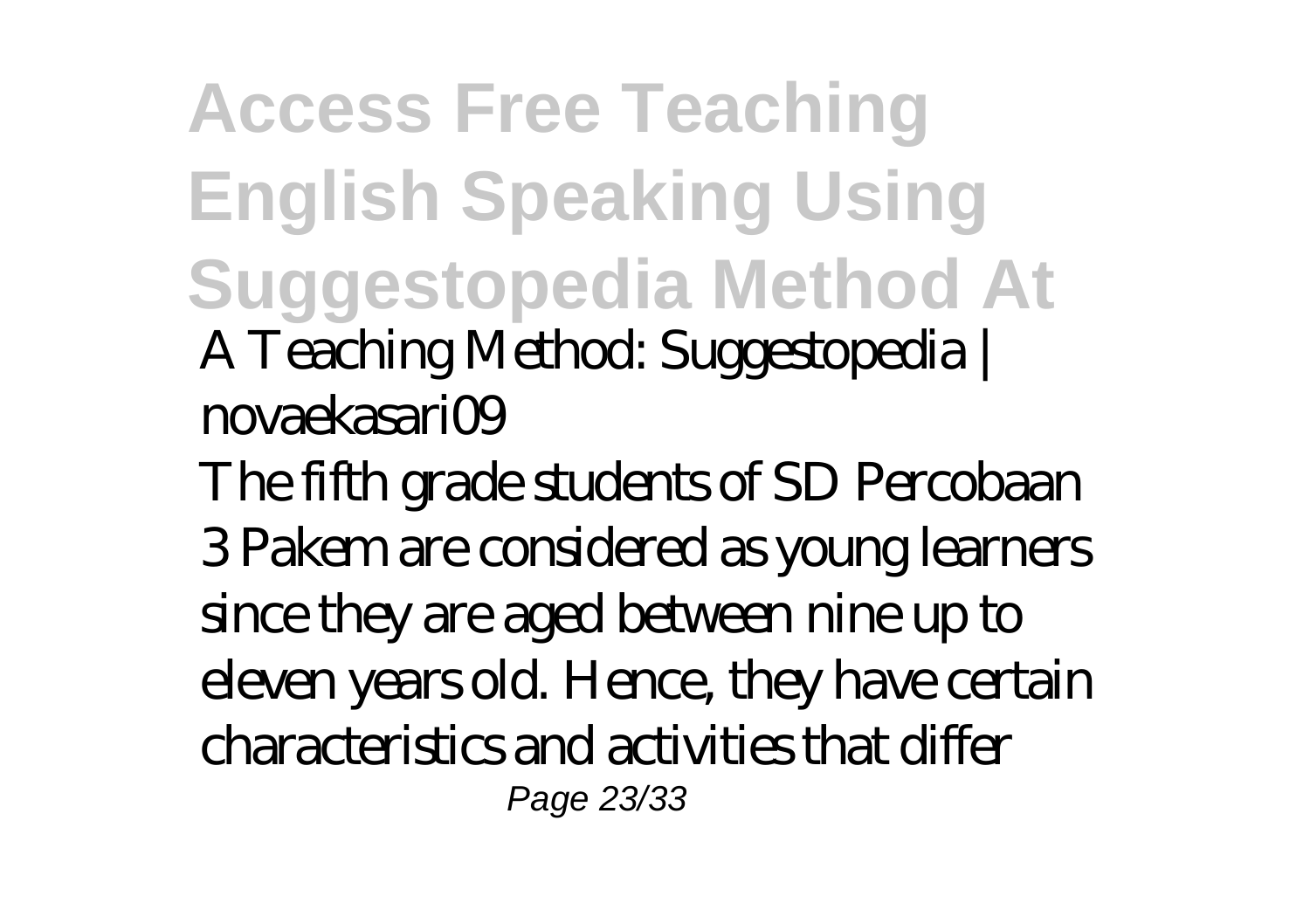**Access Free Teaching English Speaking Using Suggestopedia Method At**

*A Teaching Method: Suggestopedia | novaekasari09*

The fifth grade students of SD Percobaan 3 Pakem are considered as young learners since they are aged between nine up to eleven years old. Hence, they have certain characteristics and activities that differ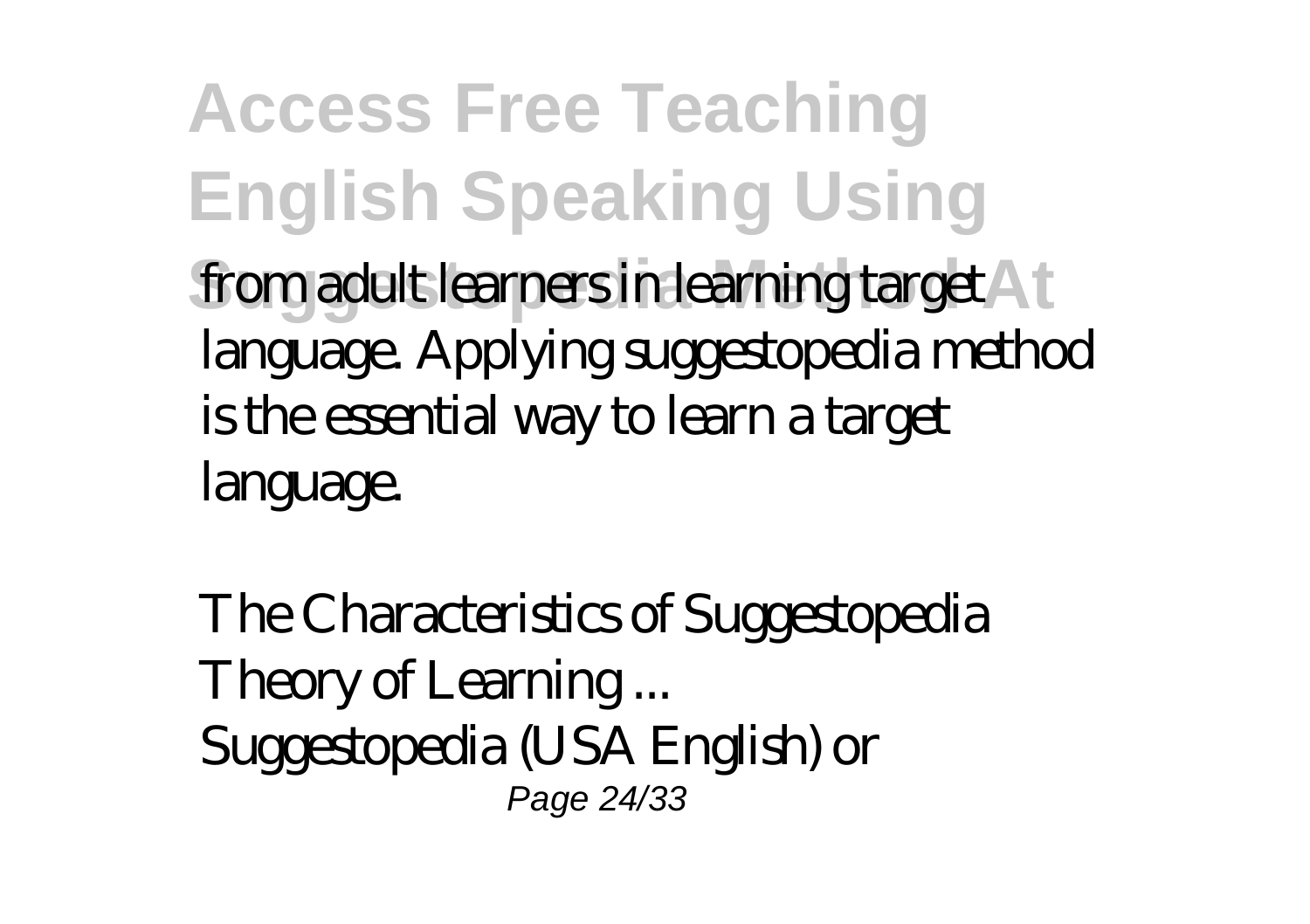from adult learners in learning target language. Applying suggestopedia method is the essential way to learn a target language.

*The Characteristics of Suggestopedia Theory of Learning ...*

Suggestopedia (USA English) or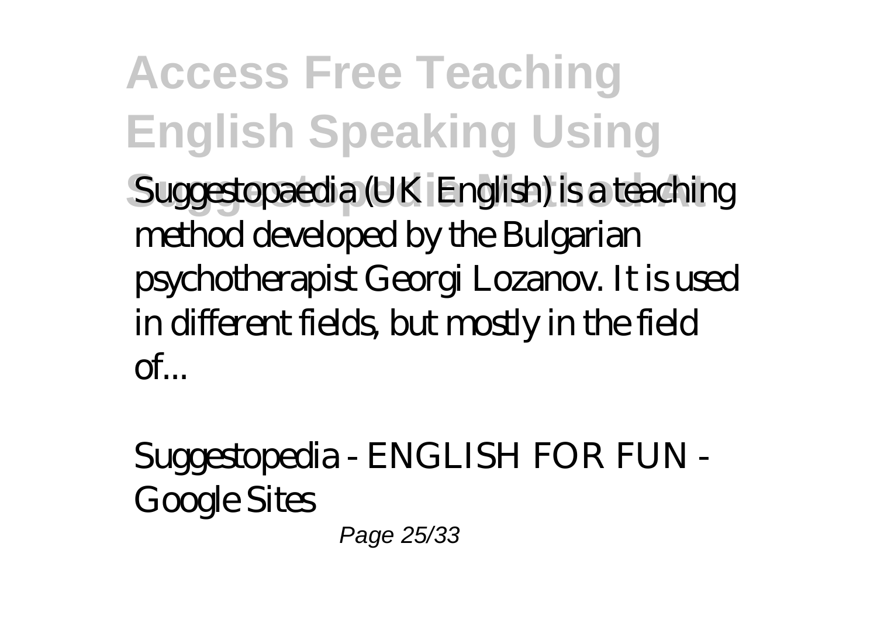Suggestopaedia (UK English) is a teaching method developed by the Bulgarian psychotherapist Georgi Lozanov. It is used in different fields, but mostly in the field of...

*Suggestopedia - ENGLISH FOR FUN - Google Sites*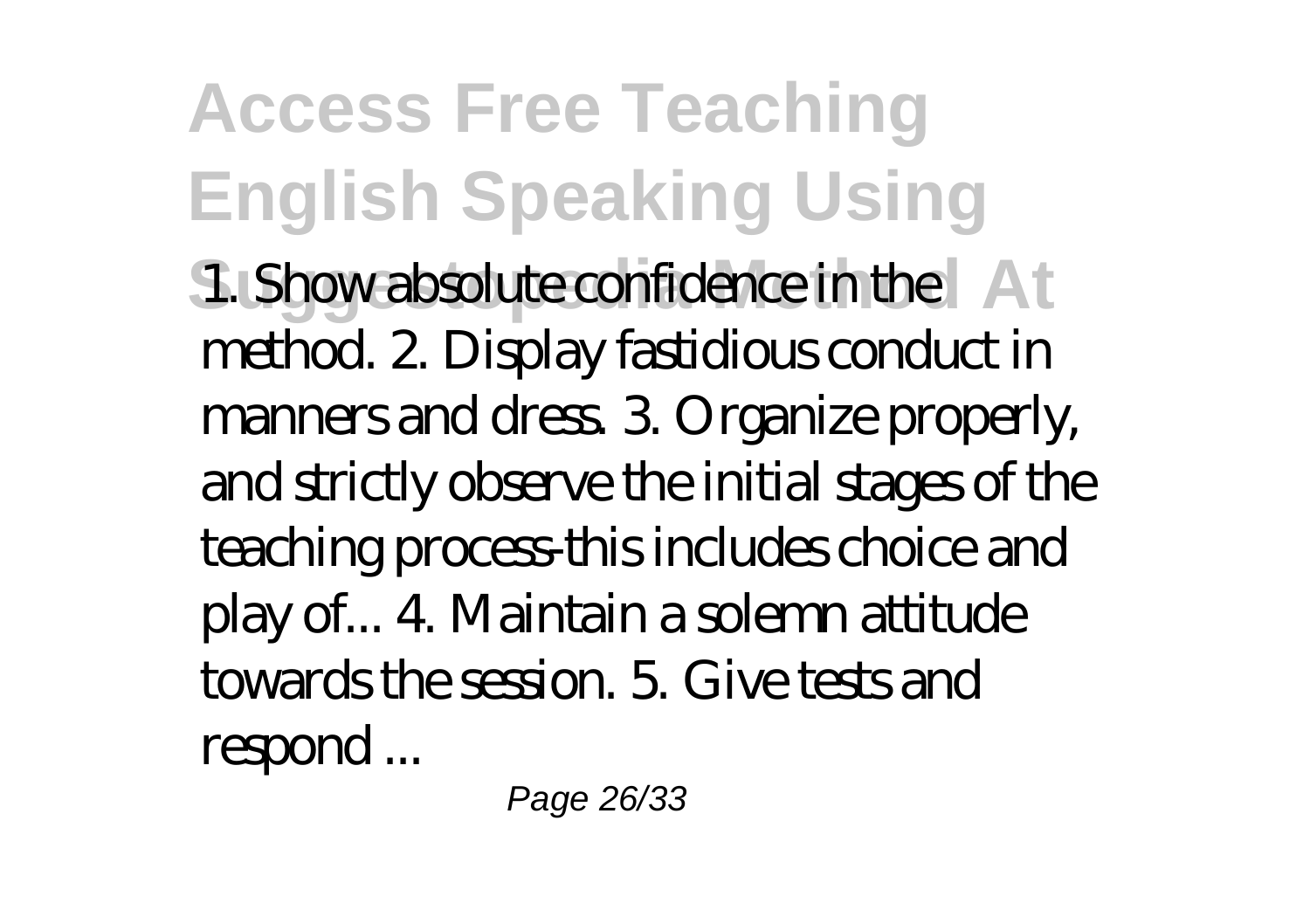1. Show absolute confidence in the method. 2. Display fastidious conduct in manners and dress. 3. Organize properly, and strictly observe the initial stages of the teaching process-this includes choice and play of... 4. Maintain a solemn attitude towards the session. 5. Give tests and respond ...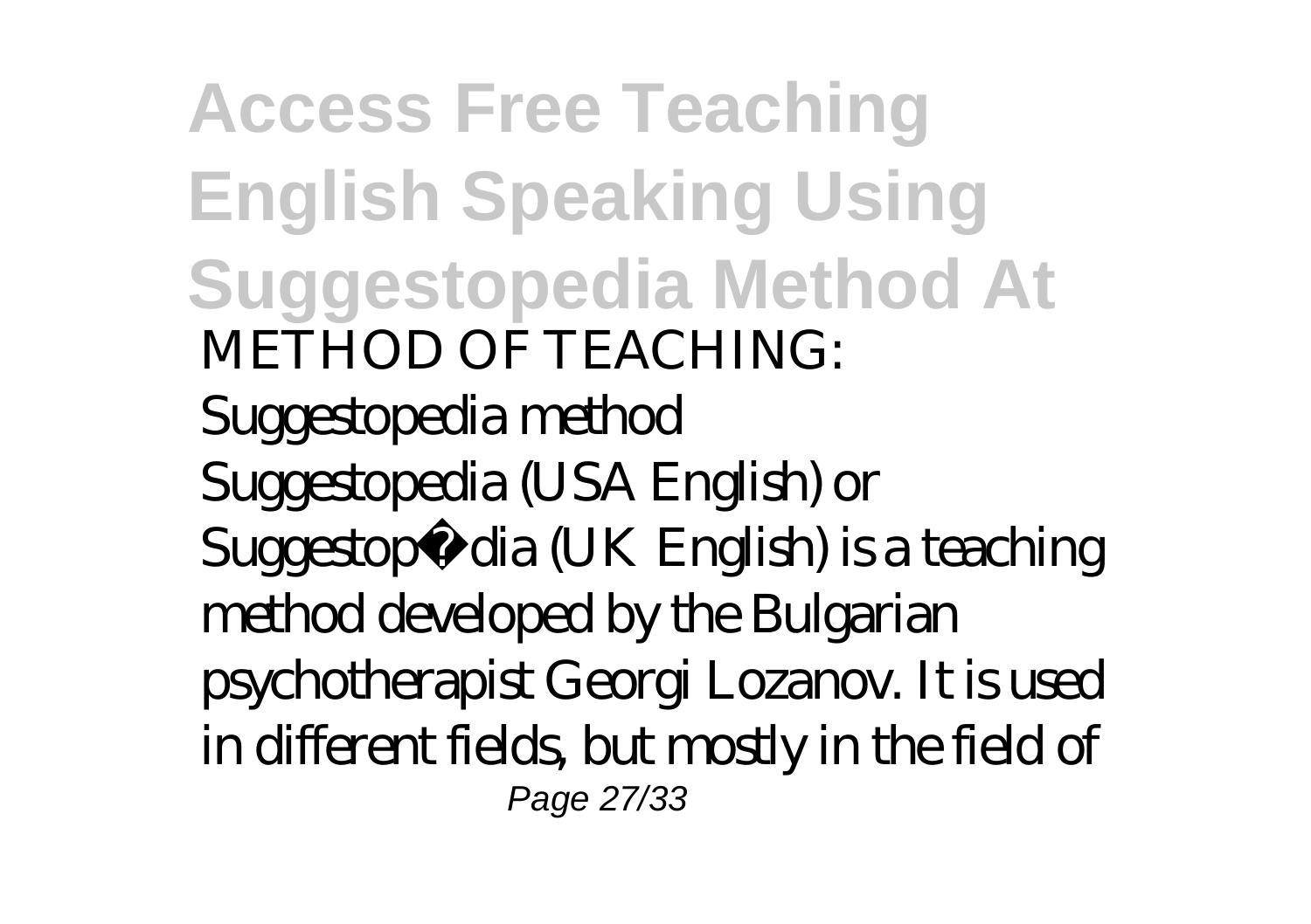METHOD OF TEACHING:

Suggestopedia method

Suggestopedia (USA English) or Suggestopædia (UK English) is a teaching method developed by the Bulgarian psychotherapist Georgi Lozanov. It is used in different fields, but mostly in the field of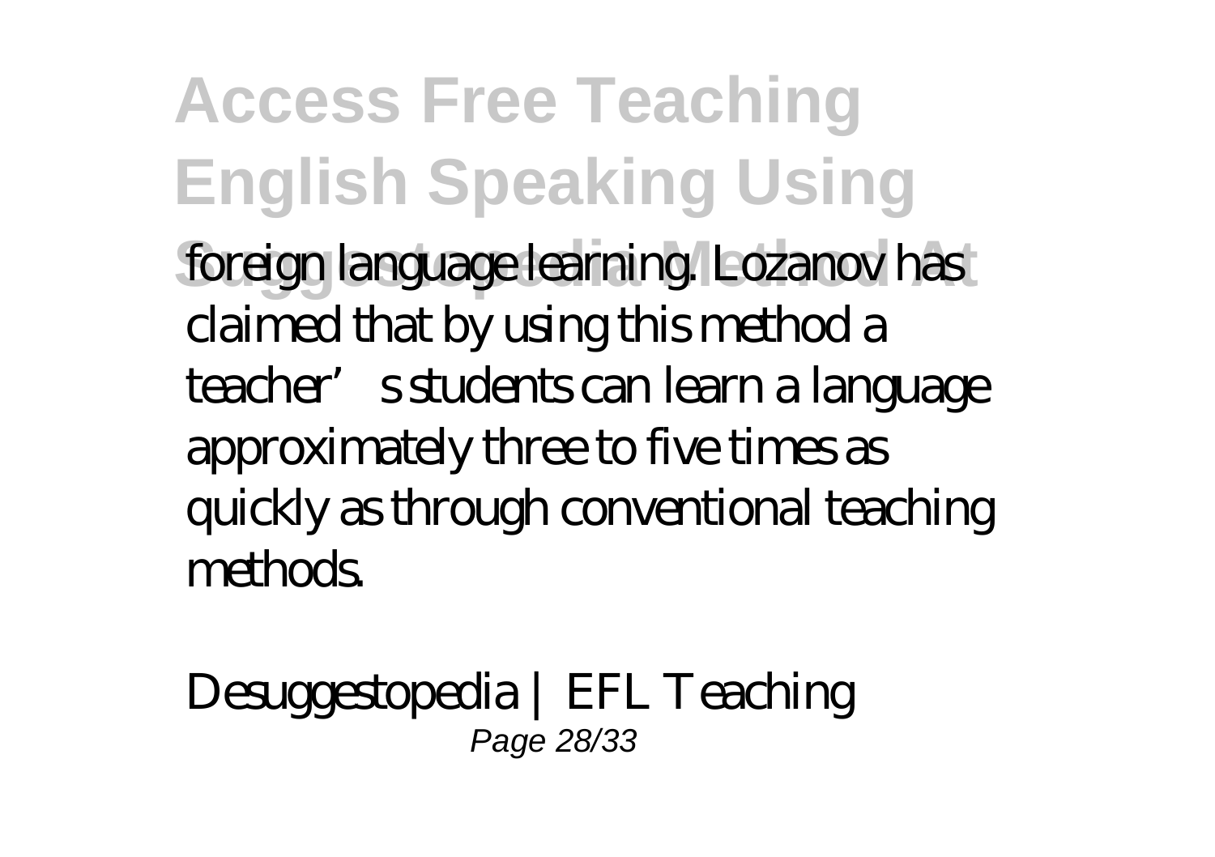foreign language learning. Lozanov has claimed that by using this method a teacher's students can learn a language approximately three to five times as quickly as through conventional teaching methods.

Desuggestopedia | EFL Teaching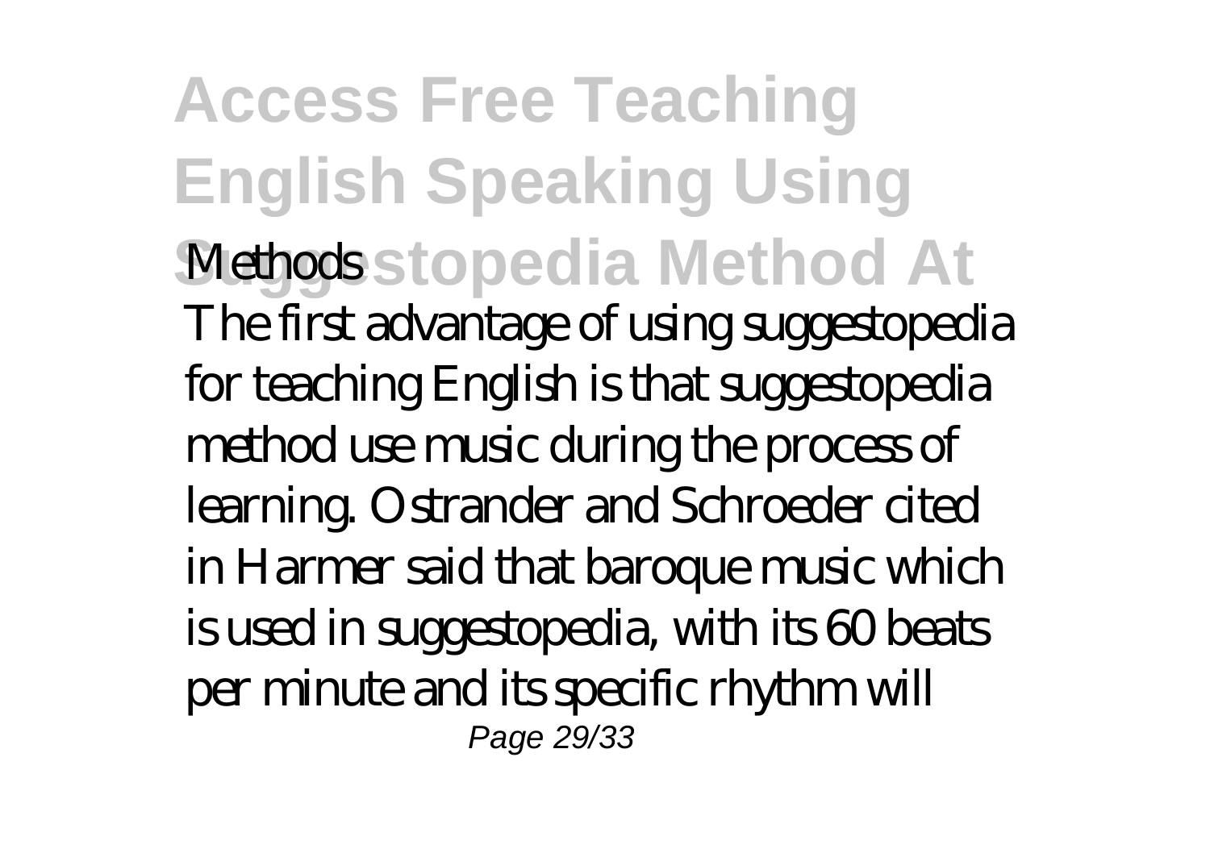*Methods*

The first advantage of using suggestopedia for teaching English is that suggestopedia method use music during the process of learning. Ostrander and Schroeder cited in Harmer said that baroque music which is used in suggestopedia, with its 60 beats per minute and its specific rhythm will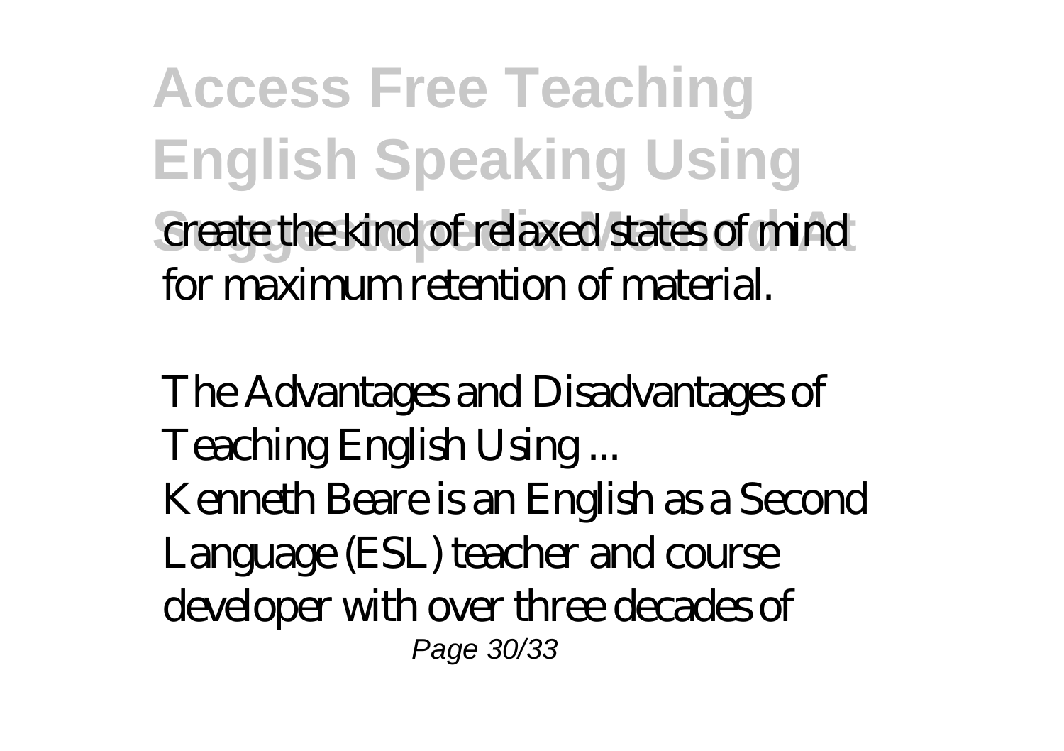create the kind of relaxed states of mind for maximum retention of material.

*The Advantages and Disadvantages of Teaching English Using ...*

Kenneth Beare is an English as a Second Language (ESL) teacher and course developer with over three decades of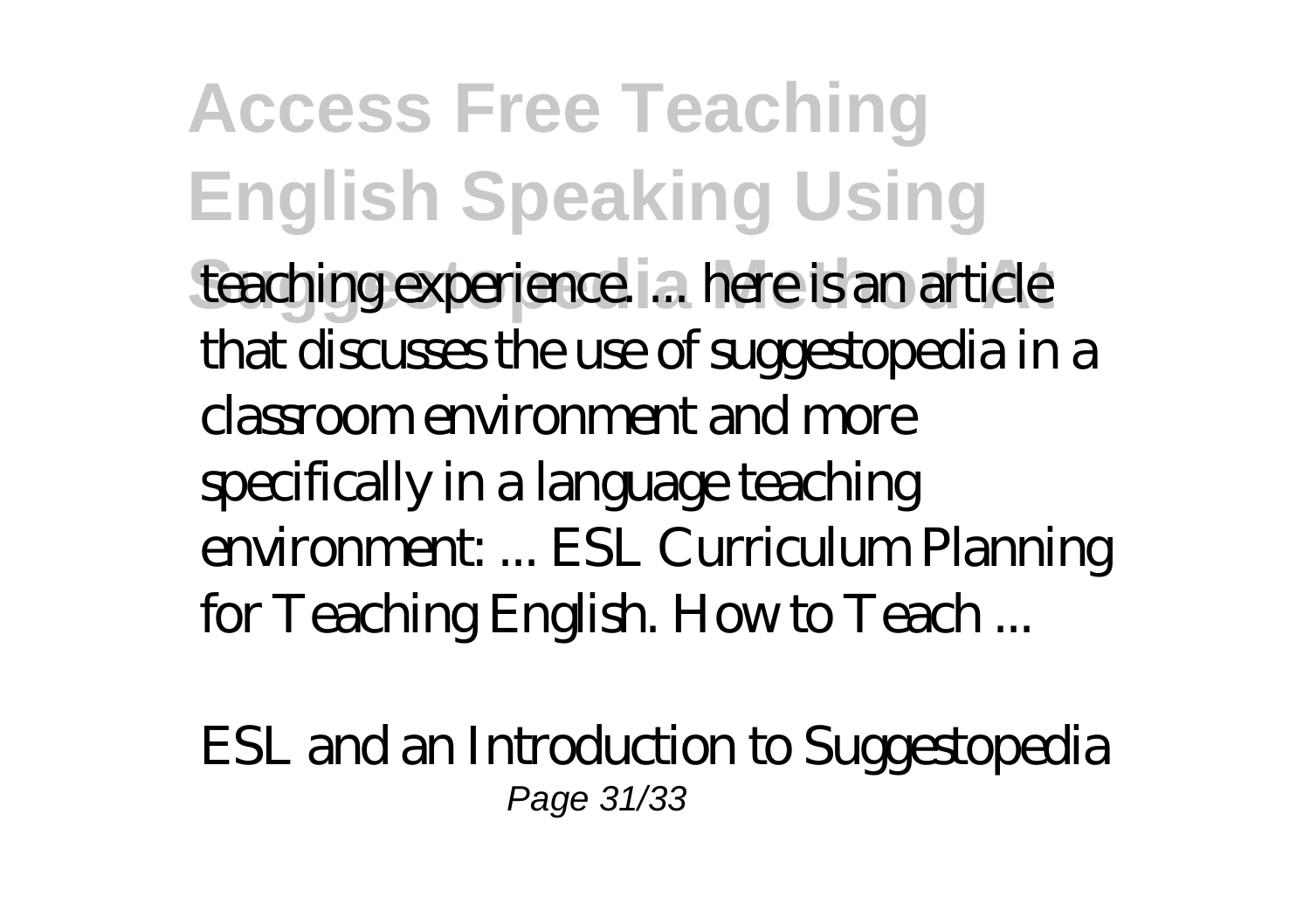teaching experience. ... here is an article that discusses the use of suggestopedia in a classroom environment and more specifically in a language teaching environment: ... ESL Curriculum Planning for Teaching English. How to Teach ...

ESL and an Introduction to Suggestopedia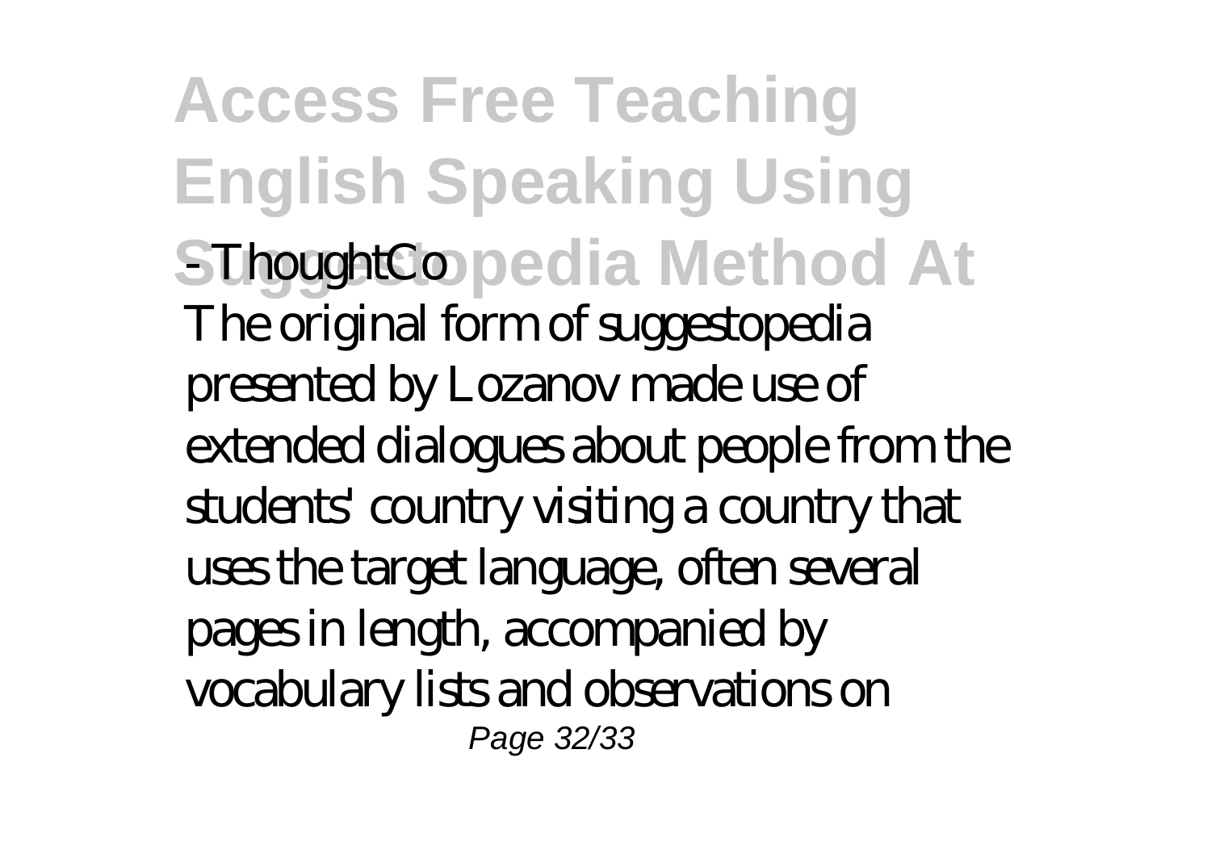*- ThoughtCo*

The original form of suggestopedia presented by Lozanov made use of extended dialogues about people from the students' country visiting a country that uses the target language, often several pages in length, accompanied by vocabulary lists and observations on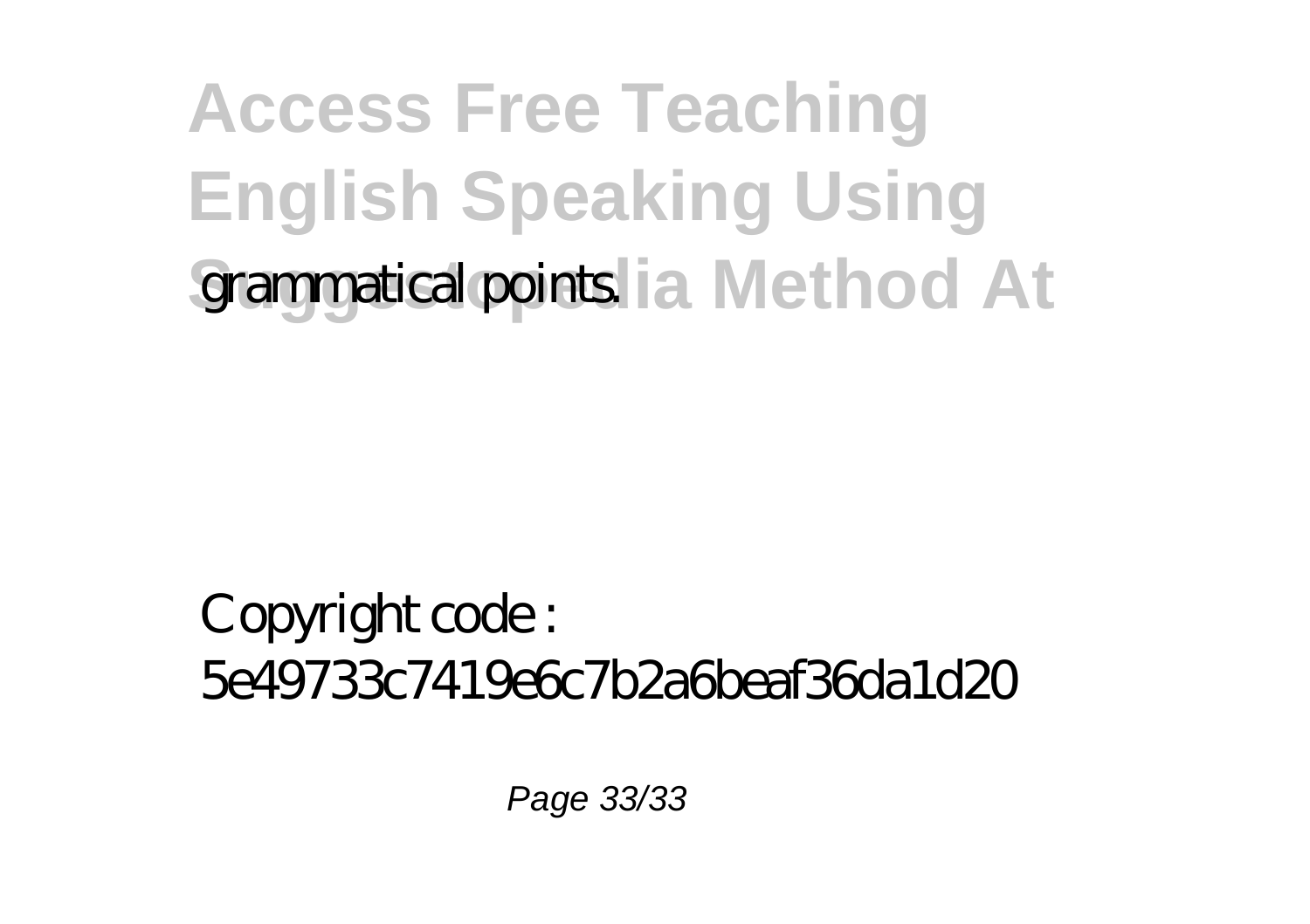grammatical points.

Copyright code : 5e49733c7419e6c7b2a6beaf36da1d20